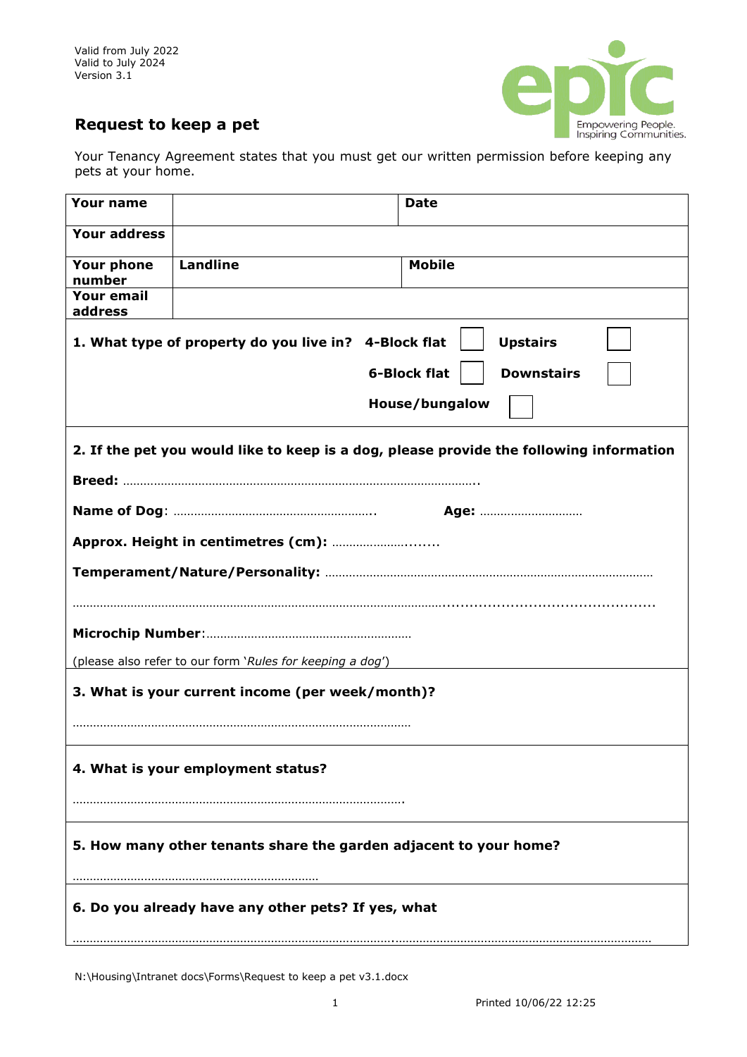Valid from July 2022
Valid to July 2024
Version 3.1

Empowering People. Inspiring Communities.

## Request to keep a pet

Your Tenancy Agreement states that you must get our written permission before keeping any pets at your home.

| **Your name** | | **Date** |
|---|---|---|
| **Your address** | | |
| **Your phone number** | **Landline** | **Mobile** |
| **Your email address** | | |

**1. What type of property do you live in?**

**4-Block flat** ☐ **Upstairs** ☐

**6-Block flat** ☐ **Downstairs** ☐

**House/bungalow** ☐

**2. If the pet you would like to keep is a dog, please provide the following information**

**Breed:** …………………………………………………………………………………………..

**Name of Dog**: ………………………………………………….. **Age:** …………………………

**Approx. Height in centimetres (cm):** …………………........

**Temperament/Nature/Personality:** ……………………………………………………………………………………

……………………………………………………………………………………………………...............................................

**Microchip Number**:…………………………………………………

(please also refer to our form '*Rules for keeping a dog*')

**3. What is your current income (per week/month)?**

………………………………………………………………………………………

**4. What is your employment status?**

……………………………………………………………………………………….

**5. How many other tenants share the garden adjacent to your home?**

………………………………………………………………

**6. Do you already have any other pets? If yes, what**

……………………………………………………………………………………………….………………………………………………………………

N:\Housing\Intranet docs\Forms\Request to keep a pet v3.1.docx

Printed 10/06/22 12:25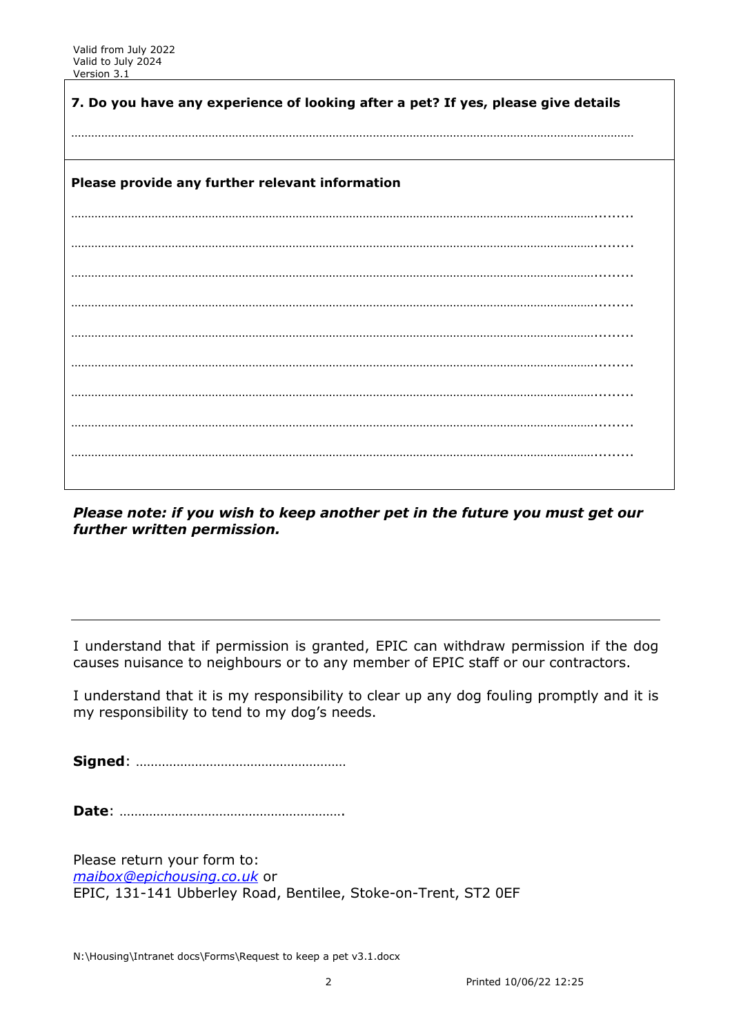**7. Do you have any experience of looking after a pet? If yes, please give details**

……………………………………………………………………………………………………………………………………………

**Please provide any further relevant information**

……………………………………………………………………………………………………………………………………………

……………………………………………………………………………………………………………………………………………

……………………………………………………………………………………………………………………………………………

……………………………………………………………………………………………………………………………………………

……………………………………………………………………………………………………………………………………………

……………………………………………………………………………………………………………………………………………

……………………………………………………………………………………………………………………………………………

……………………………………………………………………………………………………………………………………………

……………………………………………………………………………………………………………………………………………

***Please note: if you wish to keep another pet in the future you must get our further written permission.***

---

I understand that if permission is granted, EPIC can withdraw permission if the dog causes nuisance to neighbours or to any member of EPIC staff or our contractors.

I understand that it is my responsibility to clear up any dog fouling promptly and it is my responsibility to tend to my dog's needs.

**Signed**: …………………………………………………

**Date**: …………………………………………………….

Please return your form to:
*maibox@epichousing.co.uk* or
EPIC, 131-141 Ubberley Road, Bentilee, Stoke-on-Trent, ST2 0EF